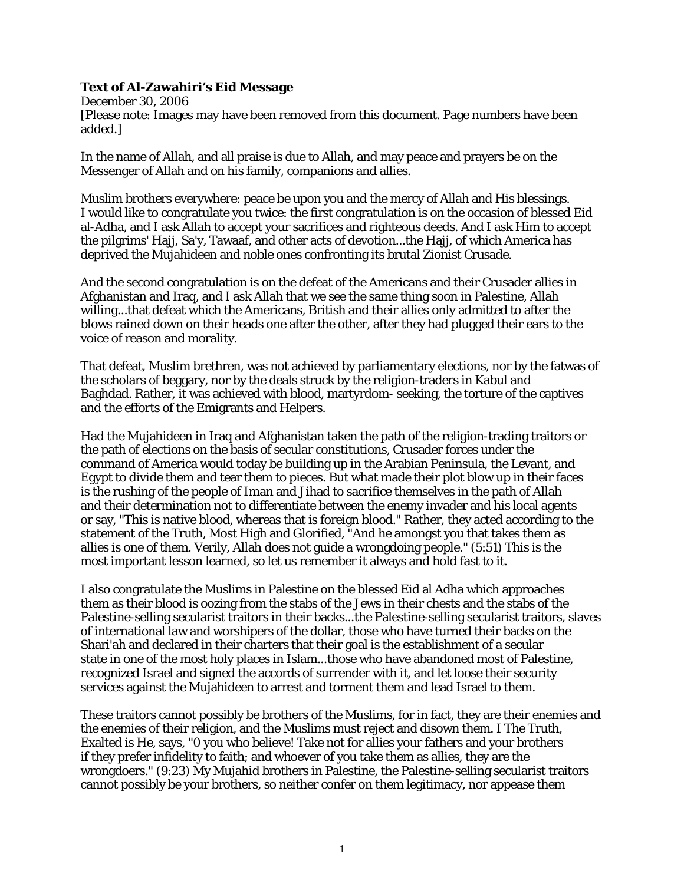**Text of Al-Zawahiri's Eid Message**

December 30, 2006

[Please note: Images may have been removed from this document. Page numbers have been added.]

In the name of Allah, and all praise is due to Allah, and may peace and prayers be on the Messenger of Allah and on his family, companions and allies.

Muslim brothers everywhere: peace be upon you and the mercy of Allah and His blessings. I would like to congratulate you twice: the first congratulation is on the occasion of blessed Eid al-Adha, and I ask Allah to accept your sacrifices and righteous deeds. And I ask Him to accept the pilgrims' Hajj, Sa'y, Tawaaf, and other acts of devotion...the Hajj, of which America has deprived the Mujahideen and noble ones confronting its brutal Zionist Crusade.

And the second congratulation is on the defeat of the Americans and their Crusader allies in Afghanistan and Iraq, and I ask Allah that we see the same thing soon in Palestine, Allah willing...that defeat which the Americans, British and their allies only admitted to after the blows rained down on their heads one after the other, after they had plugged their ears to the voice of reason and morality.

That defeat, Muslim brethren, was not achieved by parliamentary elections, nor by the fatwas of the scholars of beggary, nor by the deals struck by the religion-traders in Kabul and Baghdad. Rather, it was achieved with blood, martyrdom- seeking, the torture of the captives and the efforts of the Emigrants and Helpers.

Had the Mujahideen in Iraq and Afghanistan taken the path of the religion-trading traitors or the path of elections on the basis of secular constitutions, Crusader forces under the command of America would today be building up in the Arabian Peninsula, the Levant, and Egypt to divide them and tear them to pieces. But what made their plot blow up in their faces is the rushing of the people of Iman and Jihad to sacrifice themselves in the path of Allah and their determination not to differentiate between the enemy invader and his local agents or say, "This is native blood, whereas that is foreign blood." Rather, they acted according to the statement of the Truth, Most High and Glorified, "And he amongst you that takes them as allies is one of them. Verily, Allah does not guide a wrongdoing people." (5:51) This is the most important lesson learned, so let us remember it always and hold fast to it.

I also congratulate the Muslims in Palestine on the blessed Eid al Adha which approaches them as their blood is oozing from the stabs of the Jews in their chests and the stabs of the Palestine-selling secularist traitors in their backs...the Palestine-selling secularist traitors, slaves of international law and worshipers of the dollar, those who have turned their backs on the Shari'ah and declared in their charters that their goal is the establishment of a secular state in one of the most holy places in Islam...those who have abandoned most of Palestine, recognized Israel and signed the accords of surrender with it, and let loose their security services against the Mujahideen to arrest and torment them and lead Israel to them.

These traitors cannot possibly be brothers of the Muslims, for in fact, they are their enemies and the enemies of their religion, and the Muslims must reject and disown them. I The Truth, Exalted is He, says, "0 you who believe! Take not for allies your fathers and your brothers if they prefer infidelity to faith; and whoever of you take them as allies, they are the wrongdoers." (9:23) My Mujahid brothers in Palestine, the Palestine-selling secularist traitors cannot possibly be your brothers, so neither confer on them legitimacy, nor appease them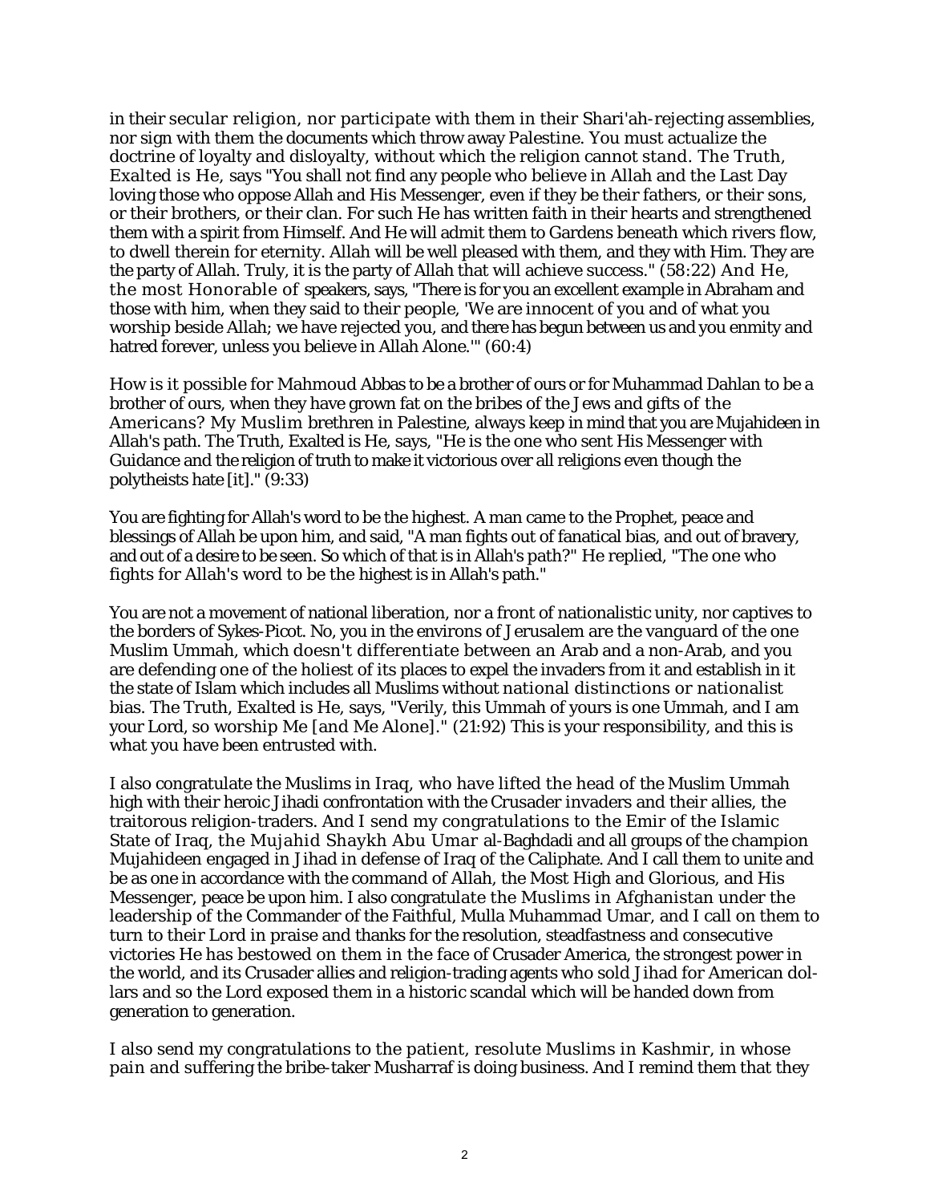in their secular religion, nor participate with them in their Shari'ah-rejecting assemblies, nor sign with them the documents which throw away Palestine. You must actualize the doctrine of loyalty and disloyalty, without which the religion cannot stand. The Truth, Exalted is He, says "You shall not find any people who believe in Allah and the Last Day loving those who oppose Allah and His Messenger, even if they be their fathers, or their sons, or their brothers, or their clan. For such He has written faith in their hearts and strengthened them with a spirit from Himself. And He will admit them to Gardens beneath which rivers flow, to dwell therein for eternity. Allah will be well pleased with them, and they with Him. They are the party of Allah. Truly, it is the party of Allah that will achieve success." (58:22) And He, the most Honorable of speakers, says, "There is for you an excellent example in Abraham and those with him, when they said to their people, 'We are innocent of you and of what you worship beside Allah; we have rejected you, and there has begun between us and you enmity and hatred forever, unless you believe in Allah Alone.'" (60:4)

How is it possible for Mahmoud Abbas to be a brother of ours or for Muhammad Dahlan to be a brother of ours, when they have grown fat on the bribes of the Jews and gifts of the Americans? My Muslim brethren in Palestine, always keep in mind that you are Mujahideen in Allah's path. The Truth, Exalted is He, says, "He is the one who sent His Messenger with Guidance and the religion of truth to make it victorious over all religions even though the polytheists hate [it]." (9:33)

You are fighting for Allah's word to be the highest. A man came to the Prophet, peace and blessings of Allah be upon him, and said, "A man fights out of fanatical bias, and out of bravery, and out of a desire to be seen. So which of that is in Allah's path?" He replied, "The one who fights for Allah's word to be the highest is in Allah's path."

You are not a movement of national liberation, nor a front of nationalistic unity, nor captives to the borders of Sykes-Picot. No, you in the environs of Jerusalem are the vanguard of the one Muslim Ummah, which doesn't differentiate between an Arab and a non-Arab, and you are defending one of the holiest of its places to expel the invaders from it and establish in it the state of Islam which includes all Muslims without national distinctions or nationalist bias. The Truth, Exalted is He, says, "Verily, this Ummah of yours is one Ummah, and I am your Lord, so worship Me [and Me Alone]." (21:92) This is your responsibility, and this is what you have been entrusted with.

I also congratulate the Muslims in Iraq, who have lifted the head of the Muslim Ummah high with their heroic Jihadi confrontation with the Crusader invaders and their allies, the traitorous religion-traders. And I send my congratulations to the Emir of the Islamic State of Iraq, the Mujahid Shaykh Abu Umar al-Baghdadi and all groups of the champion Mujahideen engaged in Jihad in defense of Iraq of the Caliphate. And I call them to unite and be as one in accordance with the command of Allah, the Most High and Glorious, and His Messenger, peace be upon him. I also congratulate the Muslims in Afghanistan under the leadership of the Commander of the Faithful, Mulla Muhammad Umar, and I call on them to turn to their Lord in praise and thanks for the resolution, steadfastness and consecutive victories He has bestowed on them in the face of Crusader America, the strongest power in the world, and its Crusader allies and religion-trading agents who sold Jihad for American dollars and so the Lord exposed them in a historic scandal which will be handed down from generation to generation.

I also send my congratulations to the patient, resolute Muslims in Kashmir, in whose pain and suffering the bribe-taker Musharraf is doing business. And I remind them that they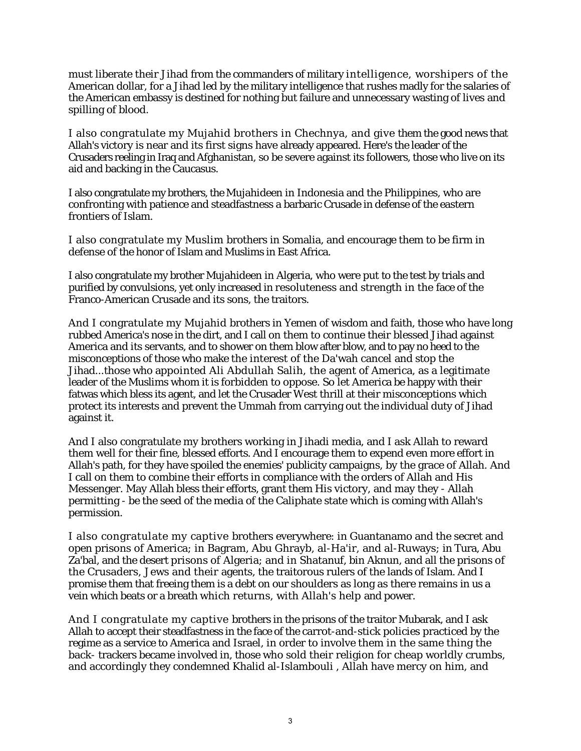must liberate their Jihad from the commanders of military intelligence, worshipers of the American dollar, for a Jihad led by the military intelligence that rushes madly for the salaries of the American embassy is destined for nothing but failure and unnecessary wasting of lives and spilling of blood.

I also congratulate my Mujahid brothers in Chechnya, and give them the good news that Allah's victory is near and its first signs have already appeared. Here's the leader of the Crusaders reeling in Iraq and Afghanistan, so be severe against its followers, those who live on its aid and backing in the Caucasus.

I also congratulate my brothers, the Mujahideen in Indonesia and the Philippines, who are confronting with patience and steadfastness a barbaric Crusade in defense of the eastern frontiers of Islam.

I also congratulate my Muslim brothers in Somalia, and encourage them to be firm in defense of the honor of Islam and Muslims in East Africa.

I also congratulate my brother Mujahideen in Algeria, who were put to the test by trials and purified by convulsions, yet only increased in resoluteness and strength in the face of the Franco-American Crusade and its sons, the traitors.

And I congratulate my Mujahid brothers in Yemen of wisdom and faith, those who have long rubbed America's nose in the dirt, and I call on them to continue their blessed Jihad against America and its servants, and to shower on them blow after blow, and to pay no heed to the misconceptions of those who make the interest of the Da'wah cancel and stop the Jihad...those who appointed Ali Abdullah Salih, the agent of America, as a legitimate leader of the Muslims whom it is forbidden to oppose. So let America be happy with their fatwas which bless its agent, and let the Crusader West thrill at their misconceptions which protect its interests and prevent the Ummah from carrying out the individual duty of Jihad against it.

And I also congratulate my brothers working in Jihadi media, and I ask Allah to reward them well for their fine, blessed efforts. And I encourage them to expend even more effort in Allah's path, for they have spoiled the enemies' publicity campaigns, by the grace of Allah. And I call on them to combine their efforts in compliance with the orders of Allah and His Messenger. May Allah bless their efforts, grant them His victory, and may they - Allah permitting - be the seed of the media of the Caliphate state which is coming with Allah's permission.

I also congratulate my captive brothers everywhere: in Guantanamo and the secret and open prisons of America; in Bagram, Abu Ghrayb, al-Ha'ir, and al-Ruways; in Tura, Abu Za'bal, and the desert prisons of Algeria; and in Shatanuf, bin Aknun, and all the prisons of the Crusaders, Jews and their agents, the traitorous rulers of the lands of Islam. And I promise them that freeing them is a debt on our shoulders as long as there remains in us a vein which beats or a breath which returns, with Allah's help and power.

And I congratulate my captive brothers in the prisons of the traitor Mubarak, and I ask Allah to accept their steadfastness in the face of the carrot-and-stick policies practiced by the regime as a service to America and Israel, in order to involve them in the same thing the back- trackers became involved in, those who sold their religion for cheap worldly crumbs, and accordingly they condemned Khalid al-Islambouli , Allah have mercy on him, and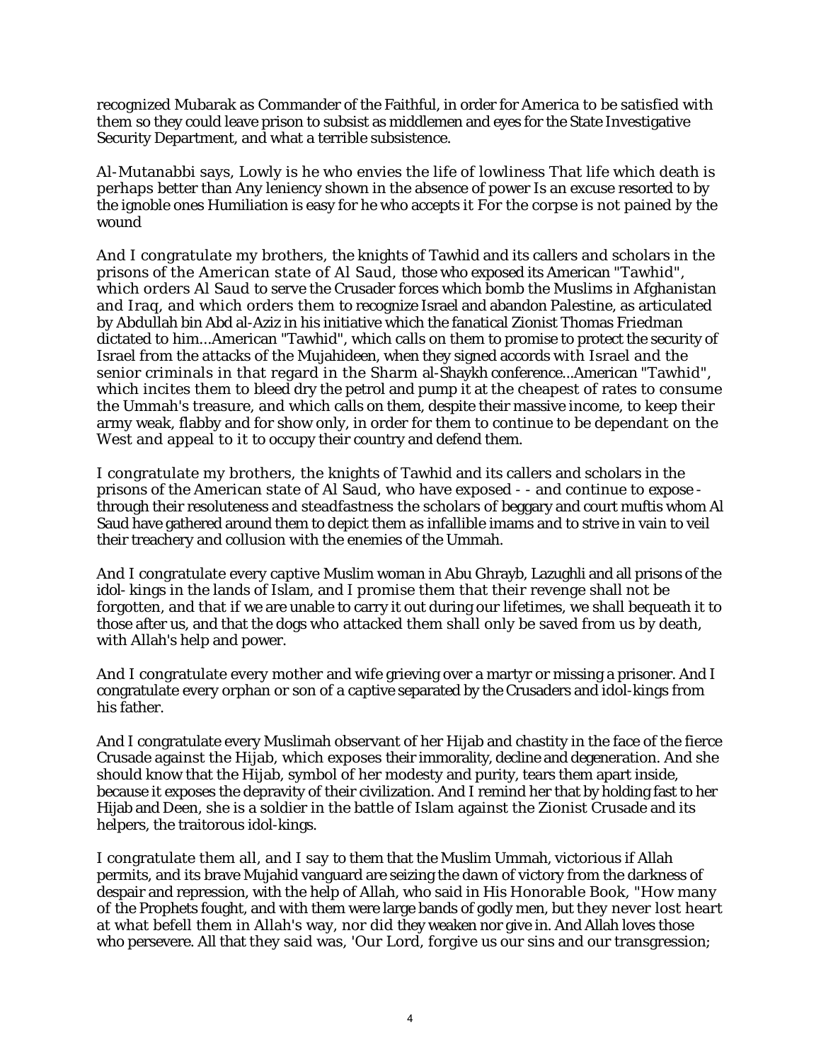recognized Mubarak as Commander of the Faithful, in order for America to be satisfied with them so they could leave prison to subsist as middlemen and eyes for the State Investigative Security Department, and what a terrible subsistence.

Al-Mutanabbi says, Lowly is he who envies the life of lowliness That life which death is perhaps better than Any leniency shown in the absence of power Is an excuse resorted to by the ignoble ones Humiliation is easy for he who accepts it For the corpse is not pained by the wound

And I congratulate my brothers, the knights of Tawhid and its callers and scholars in the prisons of the American state of Al Saud, those who exposed its American "Tawhid", which orders Al Saud to serve the Crusader forces which bomb the Muslims in Afghanistan and Iraq, and which orders them to recognize Israel and abandon Palestine, as articulated by Abdullah bin Abd al-Aziz in his initiative which the fanatical Zionist Thomas Friedman dictated to him...American "Tawhid", which calls on them to promise to protect the security of Israel from the attacks of the Mujahideen, when they signed accords with Israel and the senior criminals in that regard in the Sharm al-Shaykh conference...American "Tawhid", which incites them to bleed dry the petrol and pump it at the cheapest of rates to consume the Ummah's treasure, and which calls on them, despite their massive income, to keep their army weak, flabby and for show only, in order for them to continue to be dependant on the West and appeal to it to occupy their country and defend them.

I congratulate my brothers, the knights of Tawhid and its callers and scholars in the prisons of the American state of Al Saud, who have exposed - - and continue to expose - through their resoluteness and steadfastness the scholars of beggary and court muftis whom Al Saud have gathered around them to depict them as infallible imams and to strive in vain to veil their treachery and collusion with the enemies of the Ummah.

And I congratulate every captive Muslim woman in Abu Ghrayb, Lazughli and all prisons of the idol- kings in the lands of Islam, and I promise them that their revenge shall not be forgotten, and that if we are unable to carry it out during our lifetimes, we shall bequeath it to those after us, and that the dogs who attacked them shall only be saved from us by death, with Allah's help and power.

And I congratulate every mother and wife grieving over a martyr or missing a prisoner. And I congratulate every orphan or son of a captive separated by the Crusaders and idol-kings from his father.

And I congratulate every Muslimah observant of her Hijab and chastity in the face of the fierce Crusade against the Hijab, which exposes their immorality, decline and degeneration. And she should know that the Hijab, symbol of her modesty and purity, tears them apart inside, because it exposes the depravity of their civilization. And I remind her that by holding fast to her Hijab and Deen, she is a soldier in the battle of Islam against the Zionist Crusade and its helpers, the traitorous idol-kings.

I congratulate them all, and I say to them that the Muslim Ummah, victorious if Allah permits, and its brave Mujahid vanguard are seizing the dawn of victory from the darkness of despair and repression, with the help of Allah, who said in His Honorable Book, "How many of the Prophets fought, and with them were large bands of godly men, but they never lost heart at what befell them in Allah's way, nor did they weaken nor give in. And Allah loves those who persevere. All that they said was, 'Our Lord, forgive us our sins and our transgression;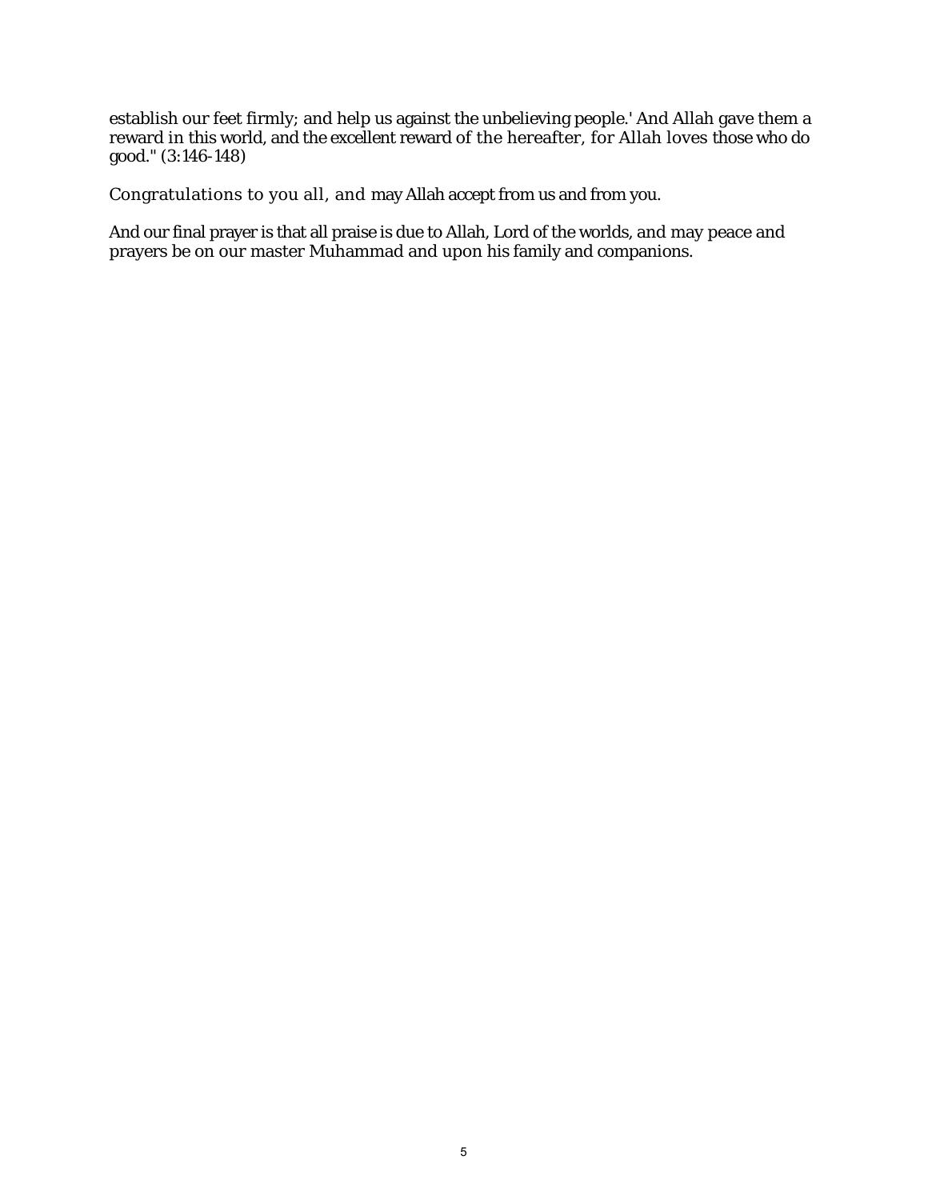establish our feet firmly; and help us against the unbelieving people.' And Allah gave them a reward in this world, and the excellent reward of the hereafter, for Allah loves those who do good." (3:146-148)

Congratulations to you all, and may Allah accept from us and from you.

And our final prayer is that all praise is due to Allah, Lord of the worlds, and may peace and prayers be on our master Muhammad and upon his family and companions.